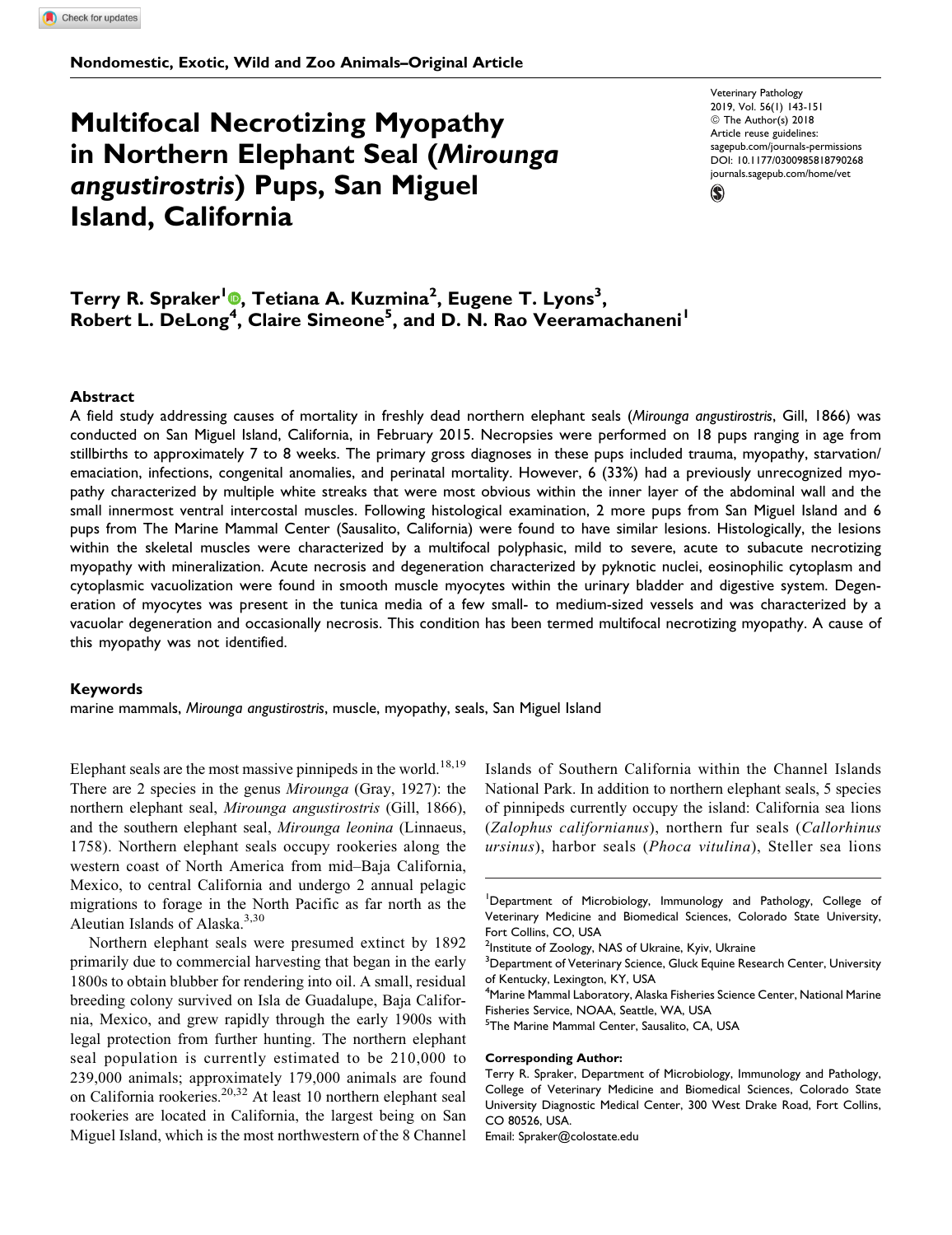Nondomestic, Exotic, Wild and Zoo Animals–Original Article

# Multifocal Necrotizing Myopathy in Northern Elephant Seal (*Mirounga angustirostris*) Pups, San Miguel Island, California

Veterinary Pathology
2019, Vol. 56(1) 143-151
© The Author(s) 2018
Article reuse guidelines:
sagepub.com/journals-permissions
DOI: 10.1177/0300985818790268
journals.sagepub.com/home/vet

**Terry R. Spraker[1], Tetiana A. Kuzmina[2], Eugene T. Lyons[3], Robert L. DeLong[4], Claire Simeone[5], and D. N. Rao Veeramachaneni[1]**

## Abstract

A field study addressing causes of mortality in freshly dead northern elephant seals (*Mirounga angustirostris*, Gill, 1866) was conducted on San Miguel Island, California, in February 2015. Necropsies were performed on 18 pups ranging in age from stillbirths to approximately 7 to 8 weeks. The primary gross diagnoses in these pups included trauma, myopathy, starvation/emaciation, infections, congenital anomalies, and perinatal mortality. However, 6 (33%) had a previously unrecognized myopathy characterized by multiple white streaks that were most obvious within the inner layer of the abdominal wall and the small innermost ventral intercostal muscles. Following histological examination, 2 more pups from San Miguel Island and 6 pups from The Marine Mammal Center (Sausalito, California) were found to have similar lesions. Histologically, the lesions within the skeletal muscles were characterized by a multifocal polyphasic, mild to severe, acute to subacute necrotizing myopathy with mineralization. Acute necrosis and degeneration characterized by pyknotic nuclei, eosinophilic cytoplasm and cytoplasmic vacuolization were found in smooth muscle myocytes within the urinary bladder and digestive system. Degeneration of myocytes was present in the tunica media of a few small- to medium-sized vessels and was characterized by a vacuolar degeneration and occasionally necrosis. This condition has been termed multifocal necrotizing myopathy. A cause of this myopathy was not identified.

### Keywords

marine mammals, *Mirounga angustirostris*, muscle, myopathy, seals, San Miguel Island

Elephant seals are the most massive pinnipeds in the world.[18,19] There are 2 species in the genus *Mirounga* (Gray, 1927): the northern elephant seal, *Mirounga angustirostris* (Gill, 1866), and the southern elephant seal, *Mirounga leonina* (Linnaeus, 1758). Northern elephant seals occupy rookeries along the western coast of North America from mid–Baja California, Mexico, to central California and undergo 2 annual pelagic migrations to forage in the North Pacific as far north as the Aleutian Islands of Alaska.[3,30]

Northern elephant seals were presumed extinct by 1892 primarily due to commercial harvesting that began in the early 1800s to obtain blubber for rendering into oil. A small, residual breeding colony survived on Isla de Guadalupe, Baja California, Mexico, and grew rapidly through the early 1900s with legal protection from further hunting. The northern elephant seal population is currently estimated to be 210,000 to 239,000 animals; approximately 179,000 animals are found on California rookeries.[20,32] At least 10 northern elephant seal rookeries are located in California, the largest being on San Miguel Island, which is the most northwestern of the 8 Channel Islands of Southern California within the Channel Islands National Park. In addition to northern elephant seals, 5 species of pinnipeds currently occupy the island: California sea lions (*Zalophus californianus*), northern fur seals (*Callorhinus ursinus*), harbor seals (*Phoca vitulina*), Steller sea lions

[1]Department of Microbiology, Immunology and Pathology, College of Veterinary Medicine and Biomedical Sciences, Colorado State University, Fort Collins, CO, USA
[2]Institute of Zoology, NAS of Ukraine, Kyiv, Ukraine
[3]Department of Veterinary Science, Gluck Equine Research Center, University of Kentucky, Lexington, KY, USA
[4]Marine Mammal Laboratory, Alaska Fisheries Science Center, National Marine Fisheries Service, NOAA, Seattle, WA, USA
[5]The Marine Mammal Center, Sausalito, CA, USA

**Corresponding Author:**
Terry R. Spraker, Department of Microbiology, Immunology and Pathology, College of Veterinary Medicine and Biomedical Sciences, Colorado State University Diagnostic Medical Center, 300 West Drake Road, Fort Collins, CO 80526, USA.
Email: Spraker@colostate.edu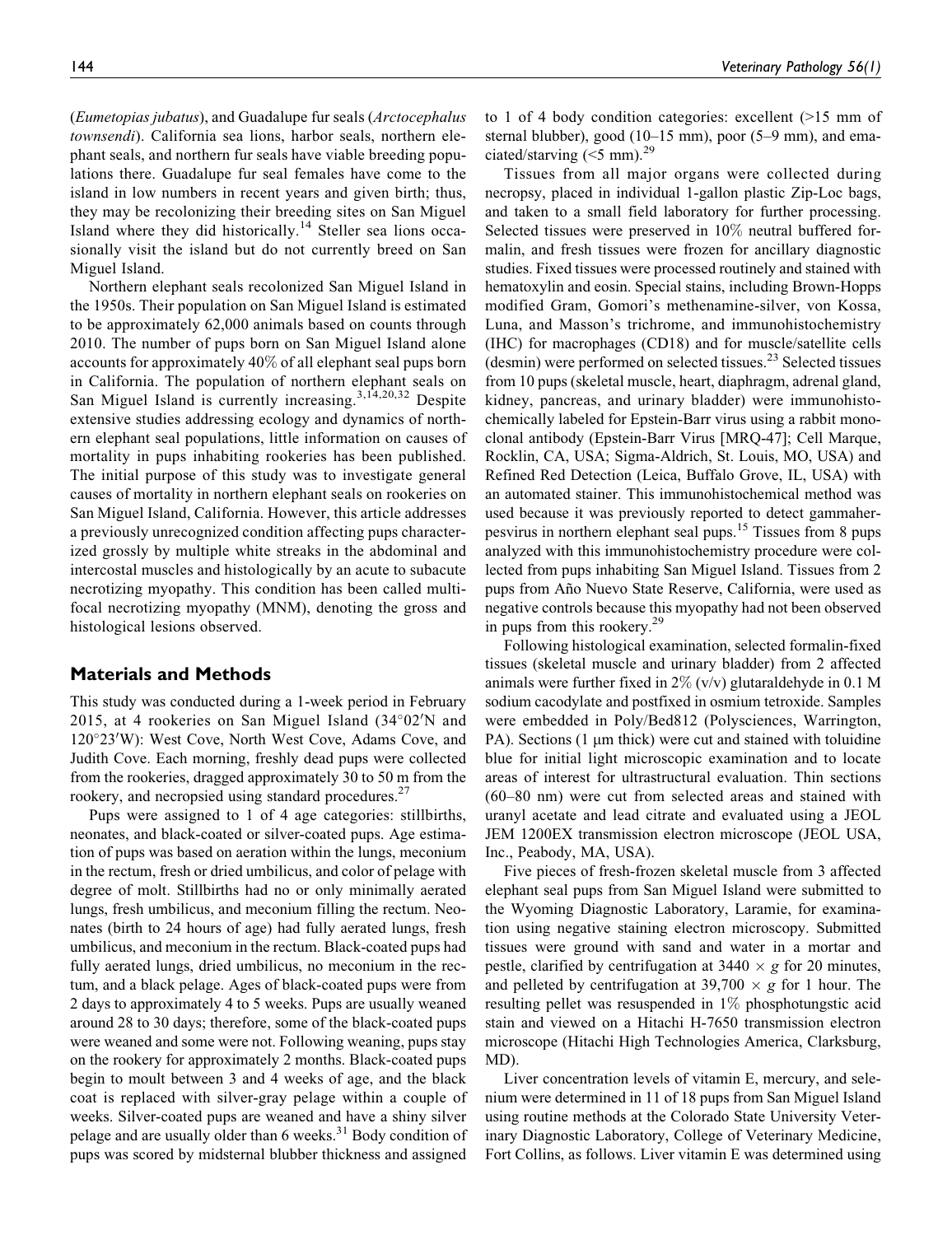(*Eumetopias jubatus*), and Guadalupe fur seals (*Arctocephalus townsendi*). California sea lions, harbor seals, northern elephant seals, and northern fur seals have viable breeding populations there. Guadalupe fur seal females have come to the island in low numbers in recent years and given birth; thus, they may be recolonizing their breeding sites on San Miguel Island where they did historically.[14] Steller sea lions occasionally visit the island but do not currently breed on San Miguel Island.

Northern elephant seals recolonized San Miguel Island in the 1950s. Their population on San Miguel Island is estimated to be approximately 62,000 animals based on counts through 2010. The number of pups born on San Miguel Island alone accounts for approximately 40% of all elephant seal pups born in California. The population of northern elephant seals on San Miguel Island is currently increasing.[3,14,20,32] Despite extensive studies addressing ecology and dynamics of northern elephant seal populations, little information on causes of mortality in pups inhabiting rookeries has been published. The initial purpose of this study was to investigate general causes of mortality in northern elephant seals on rookeries on San Miguel Island, California. However, this article addresses a previously unrecognized condition affecting pups characterized grossly by multiple white streaks in the abdominal and intercostal muscles and histologically by an acute to subacute necrotizing myopathy. This condition has been called multifocal necrotizing myopathy (MNM), denoting the gross and histological lesions observed.

## Materials and Methods

This study was conducted during a 1-week period in February 2015, at 4 rookeries on San Miguel Island (34°02′N and 120°23′W): West Cove, North West Cove, Adams Cove, and Judith Cove. Each morning, freshly dead pups were collected from the rookeries, dragged approximately 30 to 50 m from the rookery, and necropsied using standard procedures.[27]

Pups were assigned to 1 of 4 age categories: stillbirths, neonates, and black-coated or silver-coated pups. Age estimation of pups was based on aeration within the lungs, meconium in the rectum, fresh or dried umbilicus, and color of pelage with degree of molt. Stillbirths had no or only minimally aerated lungs, fresh umbilicus, and meconium filling the rectum. Neonates (birth to 24 hours of age) had fully aerated lungs, fresh umbilicus, and meconium in the rectum. Black-coated pups had fully aerated lungs, dried umbilicus, no meconium in the rectum, and a black pelage. Ages of black-coated pups were from 2 days to approximately 4 to 5 weeks. Pups are usually weaned around 28 to 30 days; therefore, some of the black-coated pups were weaned and some were not. Following weaning, pups stay on the rookery for approximately 2 months. Black-coated pups begin to moult between 3 and 4 weeks of age, and the black coat is replaced with silver-gray pelage within a couple of weeks. Silver-coated pups are weaned and have a shiny silver pelage and are usually older than 6 weeks.[31] Body condition of pups was scored by midsternal blubber thickness and assigned to 1 of 4 body condition categories: excellent (>15 mm of sternal blubber), good (10–15 mm), poor (5–9 mm), and emaciated/starving (<5 mm).[29]

Tissues from all major organs were collected during necropsy, placed in individual 1-gallon plastic Zip-Loc bags, and taken to a small field laboratory for further processing. Selected tissues were preserved in 10% neutral buffered formalin, and fresh tissues were frozen for ancillary diagnostic studies. Fixed tissues were processed routinely and stained with hematoxylin and eosin. Special stains, including Brown-Hopps modified Gram, Gomori's methenamine-silver, von Kossa, Luna, and Masson's trichrome, and immunohistochemistry (IHC) for macrophages (CD18) and for muscle/satellite cells (desmin) were performed on selected tissues.[23] Selected tissues from 10 pups (skeletal muscle, heart, diaphragm, adrenal gland, kidney, pancreas, and urinary bladder) were immunohistochemically labeled for Epstein-Barr virus using a rabbit monoclonal antibody (Epstein-Barr Virus [MRQ-47]; Cell Marque, Rocklin, CA, USA; Sigma-Aldrich, St. Louis, MO, USA) and Refined Red Detection (Leica, Buffalo Grove, IL, USA) with an automated stainer. This immunohistochemical method was used because it was previously reported to detect gammaherpesvirus in northern elephant seal pups.[15] Tissues from 8 pups analyzed with this immunohistochemistry procedure were collected from pups inhabiting San Miguel Island. Tissues from 2 pups from Año Nuevo State Reserve, California, were used as negative controls because this myopathy had not been observed in pups from this rookery.[29]

Following histological examination, selected formalin-fixed tissues (skeletal muscle and urinary bladder) from 2 affected animals were further fixed in 2% (v/v) glutaraldehyde in 0.1 M sodium cacodylate and postfixed in osmium tetroxide. Samples were embedded in Poly/Bed812 (Polysciences, Warrington, PA). Sections (1 μm thick) were cut and stained with toluidine blue for initial light microscopic examination and to locate areas of interest for ultrastructural evaluation. Thin sections (60–80 nm) were cut from selected areas and stained with uranyl acetate and lead citrate and evaluated using a JEOL JEM 1200EX transmission electron microscope (JEOL USA, Inc., Peabody, MA, USA).

Five pieces of fresh-frozen skeletal muscle from 3 affected elephant seal pups from San Miguel Island were submitted to the Wyoming Diagnostic Laboratory, Laramie, for examination using negative staining electron microscopy. Submitted tissues were ground with sand and water in a mortar and pestle, clarified by centrifugation at $3440 \times g$ for 20 minutes, and pelleted by centrifugation at $39{,}700 \times g$ for 1 hour. The resulting pellet was resuspended in 1% phosphotungstic acid stain and viewed on a Hitachi H-7650 transmission electron microscope (Hitachi High Technologies America, Clarksburg, MD).

Liver concentration levels of vitamin E, mercury, and selenium were determined in 11 of 18 pups from San Miguel Island using routine methods at the Colorado State University Veterinary Diagnostic Laboratory, College of Veterinary Medicine, Fort Collins, as follows. Liver vitamin E was determined using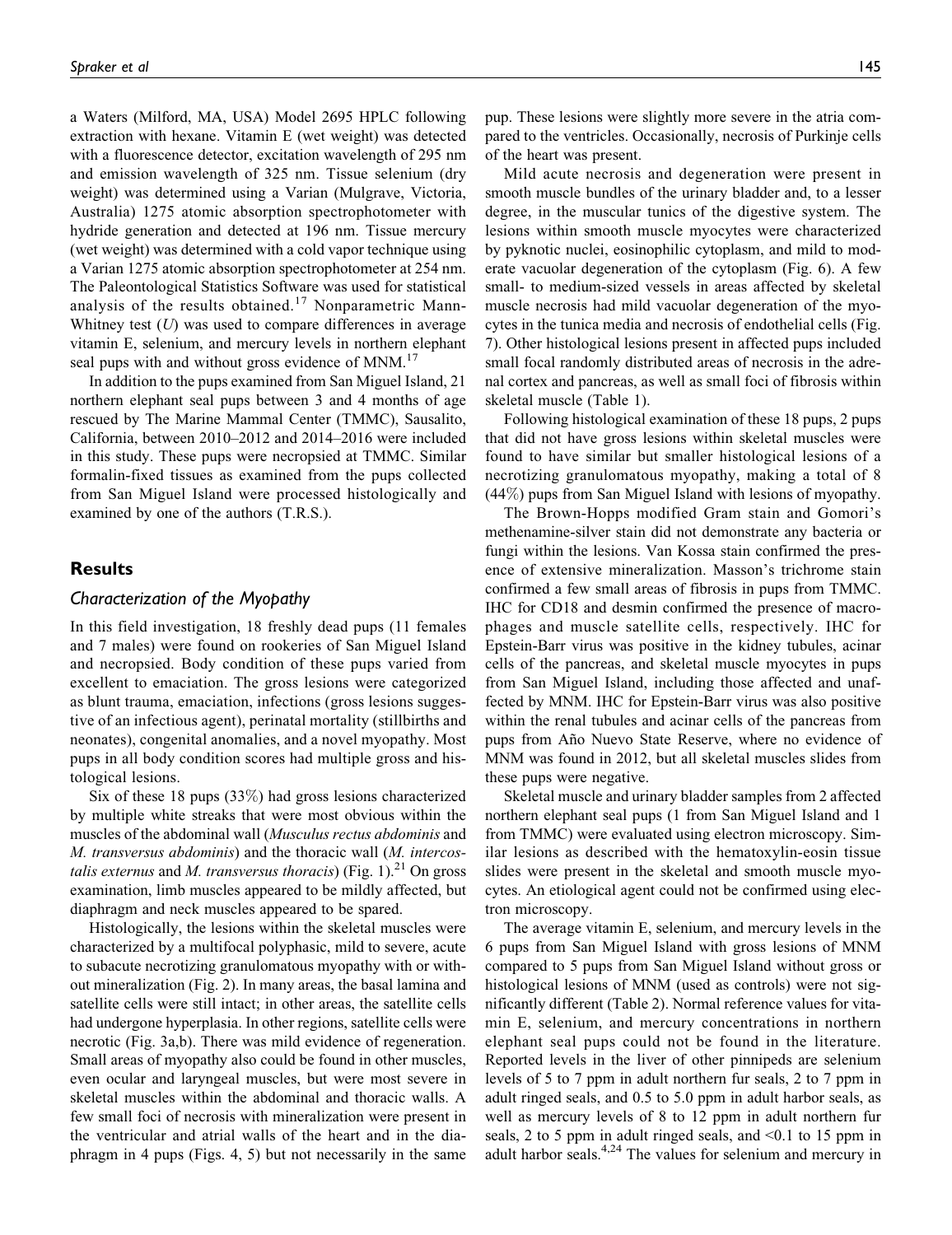a Waters (Milford, MA, USA) Model 2695 HPLC following extraction with hexane. Vitamin E (wet weight) was detected with a fluorescence detector, excitation wavelength of 295 nm and emission wavelength of 325 nm. Tissue selenium (dry weight) was determined using a Varian (Mulgrave, Victoria, Australia) 1275 atomic absorption spectrophotometer with hydride generation and detected at 196 nm. Tissue mercury (wet weight) was determined with a cold vapor technique using a Varian 1275 atomic absorption spectrophotometer at 254 nm. The Paleontological Statistics Software was used for statistical analysis of the results obtained.[17] Nonparametric Mann-Whitney test ($U$) was used to compare differences in average vitamin E, selenium, and mercury levels in northern elephant seal pups with and without gross evidence of MNM.[17]

In addition to the pups examined from San Miguel Island, 21 northern elephant seal pups between 3 and 4 months of age rescued by The Marine Mammal Center (TMMC), Sausalito, California, between 2010–2012 and 2014–2016 were included in this study. These pups were necropsied at TMMC. Similar formalin-fixed tissues as examined from the pups collected from San Miguel Island were processed histologically and examined by one of the authors (T.R.S.).

## Results

### Characterization of the Myopathy

In this field investigation, 18 freshly dead pups (11 females and 7 males) were found on rookeries of San Miguel Island and necropsied. Body condition of these pups varied from excellent to emaciation. The gross lesions were categorized as blunt trauma, emaciation, infections (gross lesions suggestive of an infectious agent), perinatal mortality (stillbirths and neonates), congenital anomalies, and a novel myopathy. Most pups in all body condition scores had multiple gross and histological lesions.

Six of these 18 pups (33%) had gross lesions characterized by multiple white streaks that were most obvious within the muscles of the abdominal wall (*Musculus rectus abdominis* and *M. transversus abdominis*) and the thoracic wall (*M. intercostalis externus* and *M. transversus thoracis*) (Fig. 1).[21] On gross examination, limb muscles appeared to be mildly affected, but diaphragm and neck muscles appeared to be spared.

Histologically, the lesions within the skeletal muscles were characterized by a multifocal polyphasic, mild to severe, acute to subacute necrotizing granulomatous myopathy with or without mineralization (Fig. 2). In many areas, the basal lamina and satellite cells were still intact; in other areas, the satellite cells had undergone hyperplasia. In other regions, satellite cells were necrotic (Fig. 3a,b). There was mild evidence of regeneration. Small areas of myopathy also could be found in other muscles, even ocular and laryngeal muscles, but were most severe in skeletal muscles within the abdominal and thoracic walls. A few small foci of necrosis with mineralization were present in the ventricular and atrial walls of the heart and in the diaphragm in 4 pups (Figs. 4, 5) but not necessarily in the same pup. These lesions were slightly more severe in the atria compared to the ventricles. Occasionally, necrosis of Purkinje cells of the heart was present.

Mild acute necrosis and degeneration were present in smooth muscle bundles of the urinary bladder and, to a lesser degree, in the muscular tunics of the digestive system. The lesions within smooth muscle myocytes were characterized by pyknotic nuclei, eosinophilic cytoplasm, and mild to moderate vacuolar degeneration of the cytoplasm (Fig. 6). A few small- to medium-sized vessels in areas affected by skeletal muscle necrosis had mild vacuolar degeneration of the myocytes in the tunica media and necrosis of endothelial cells (Fig. 7). Other histological lesions present in affected pups included small focal randomly distributed areas of necrosis in the adrenal cortex and pancreas, as well as small foci of fibrosis within skeletal muscle (Table 1).

Following histological examination of these 18 pups, 2 pups that did not have gross lesions within skeletal muscles were found to have similar but smaller histological lesions of a necrotizing granulomatous myopathy, making a total of 8 (44%) pups from San Miguel Island with lesions of myopathy.

The Brown-Hopps modified Gram stain and Gomori's methenamine-silver stain did not demonstrate any bacteria or fungi within the lesions. Van Kossa stain confirmed the presence of extensive mineralization. Masson's trichrome stain confirmed a few small areas of fibrosis in pups from TMMC. IHC for CD18 and desmin confirmed the presence of macrophages and muscle satellite cells, respectively. IHC for Epstein-Barr virus was positive in the kidney tubules, acinar cells of the pancreas, and skeletal muscle myocytes in pups from San Miguel Island, including those affected and unaffected by MNM. IHC for Epstein-Barr virus was also positive within the renal tubules and acinar cells of the pancreas from pups from Año Nuevo State Reserve, where no evidence of MNM was found in 2012, but all skeletal muscles slides from these pups were negative.

Skeletal muscle and urinary bladder samples from 2 affected northern elephant seal pups (1 from San Miguel Island and 1 from TMMC) were evaluated using electron microscopy. Similar lesions as described with the hematoxylin-eosin tissue slides were present in the skeletal and smooth muscle myocytes. An etiological agent could not be confirmed using electron microscopy.

The average vitamin E, selenium, and mercury levels in the 6 pups from San Miguel Island with gross lesions of MNM compared to 5 pups from San Miguel Island without gross or histological lesions of MNM (used as controls) were not significantly different (Table 2). Normal reference values for vitamin E, selenium, and mercury concentrations in northern elephant seal pups could not be found in the literature. Reported levels in the liver of other pinnipeds are selenium levels of 5 to 7 ppm in adult northern fur seals, 2 to 7 ppm in adult ringed seals, and 0.5 to 5.0 ppm in adult harbor seals, as well as mercury levels of 8 to 12 ppm in adult northern fur seals, 2 to 5 ppm in adult ringed seals, and <0.1 to 15 ppm in adult harbor seals.[4,24] The values for selenium and mercury in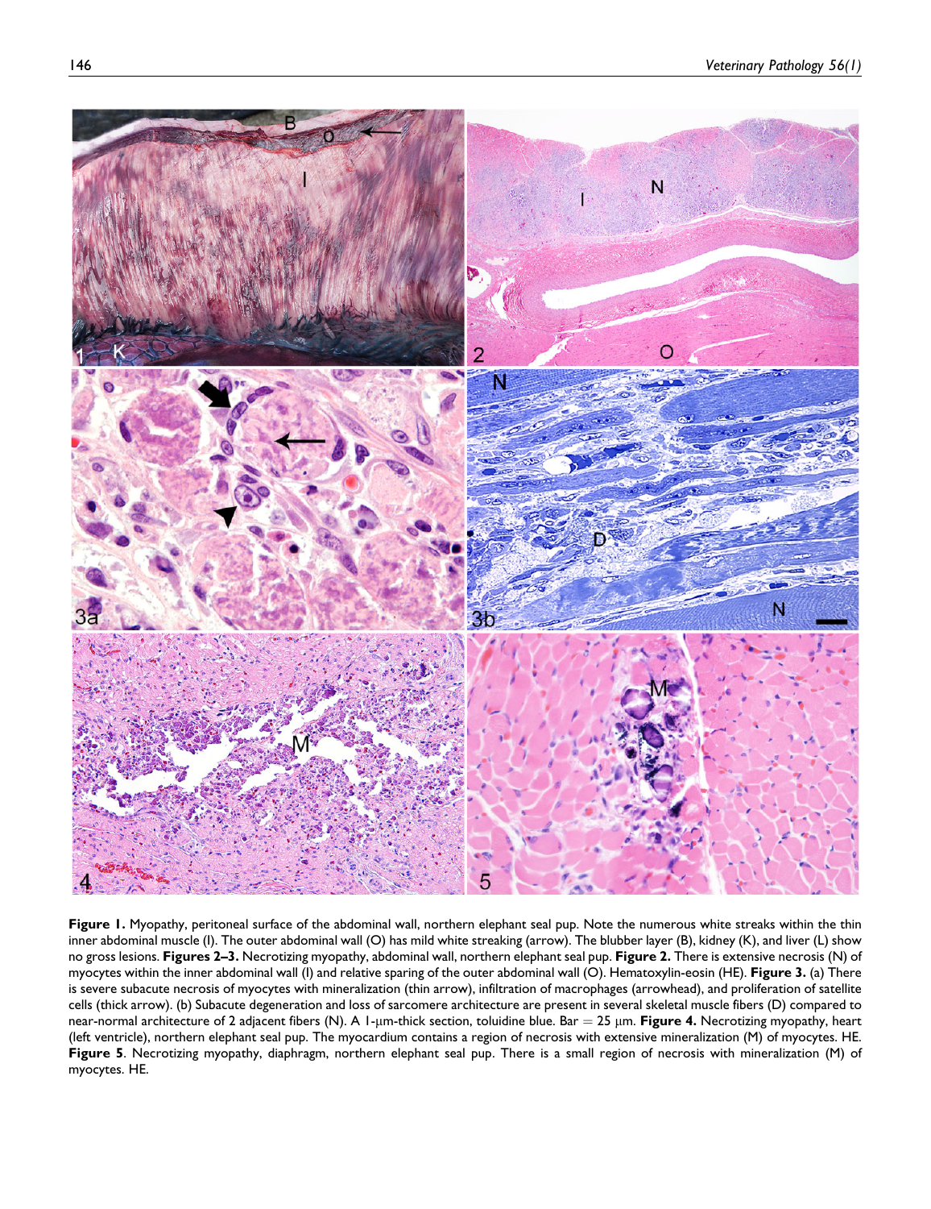**Figure 1.** Myopathy, peritoneal surface of the abdominal wall, northern elephant seal pup. Note the numerous white streaks within the thin inner abdominal muscle (I). The outer abdominal wall (O) has mild white streaking (arrow). The blubber layer (B), kidney (K), and liver (L) show no gross lesions. **Figures 2–3.** Necrotizing myopathy, abdominal wall, northern elephant seal pup. **Figure 2.** There is extensive necrosis (N) of myocytes within the inner abdominal wall (I) and relative sparing of the outer abdominal wall (O). Hematoxylin-eosin (HE). **Figure 3.** (a) There is severe subacute necrosis of myocytes with mineralization (thin arrow), infiltration of macrophages (arrowhead), and proliferation of satellite cells (thick arrow). (b) Subacute degeneration and loss of sarcomere architecture are present in several skeletal muscle fibers (D) compared to near-normal architecture of 2 adjacent fibers (N). A 1-μm-thick section, toluidine blue. Bar = 25 μm. **Figure 4.** Necrotizing myopathy, heart (left ventricle), northern elephant seal pup. The myocardium contains a region of necrosis with extensive mineralization (M) of myocytes. HE. **Figure 5**. Necrotizing myopathy, diaphragm, northern elephant seal pup. There is a small region of necrosis with mineralization (M) of myocytes. HE.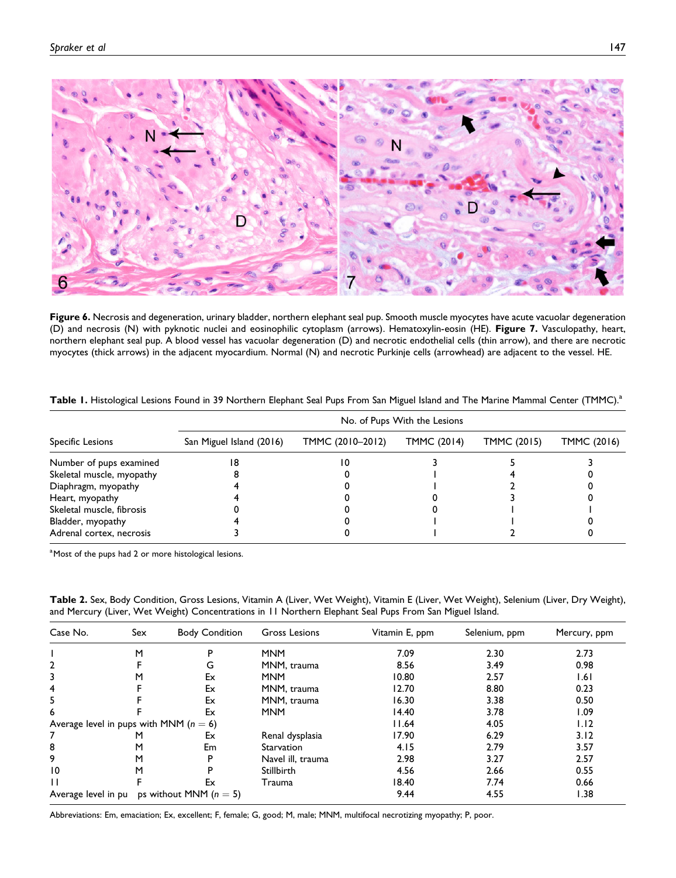**Figure 6.** Necrosis and degeneration, urinary bladder, northern elephant seal pup. Smooth muscle myocytes have acute vacuolar degeneration (D) and necrosis (N) with pyknotic nuclei and eosinophilic cytoplasm (arrows). Hematoxylin-eosin (HE). **Figure 7.** Vasculopathy, heart, northern elephant seal pup. A blood vessel has vacuolar degeneration (D) and necrotic endothelial cells (thin arrow), and there are necrotic myocytes (thick arrows) in the adjacent myocardium. Normal (N) and necrotic Purkinje cells (arrowhead) are adjacent to the vessel. HE.

**Table 1.** Histological Lesions Found in 39 Northern Elephant Seal Pups From San Miguel Island and The Marine Mammal Center (TMMC).[a]

| | No. of Pups With the Lesions | | | | |
|---|---|---|---|---|---|
| Specific Lesions | San Miguel Island (2016) | TMMC (2010–2012) | TMMC (2014) | TMMC (2015) | TMMC (2016) |
| Number of pups examined | 18 | 10 | 3 | 5 | 3 |
| Skeletal muscle, myopathy | 8 | 0 | 1 | 4 | 0 |
| Diaphragm, myopathy | 4 | 0 | 1 | 2 | 0 |
| Heart, myopathy | 4 | 0 | 0 | 3 | 0 |
| Skeletal muscle, fibrosis | 0 | 0 | 0 | 1 | 1 |
| Bladder, myopathy | 4 | 0 | 1 | 1 | 0 |
| Adrenal cortex, necrosis | 3 | 0 | 1 | 2 | 0 |

[a]Most of the pups had 2 or more histological lesions.

**Table 2.** Sex, Body Condition, Gross Lesions, Vitamin A (Liver, Wet Weight), Vitamin E (Liver, Wet Weight), Selenium (Liver, Dry Weight), and Mercury (Liver, Wet Weight) Concentrations in 11 Northern Elephant Seal Pups From San Miguel Island.

| Case No. | Sex | Body Condition | Gross Lesions | Vitamin E, ppm | Selenium, ppm | Mercury, ppm |
|---|---|---|---|---|---|---|
| 1 | M | P | MNM | 7.09 | 2.30 | 2.73 |
| 2 | F | G | MNM, trauma | 8.56 | 3.49 | 0.98 |
| 3 | M | Ex | MNM | 10.80 | 2.57 | 1.61 |
| 4 | F | Ex | MNM, trauma | 12.70 | 8.80 | 0.23 |
| 5 | F | Ex | MNM, trauma | 16.30 | 3.38 | 0.50 |
| 6 | F | Ex | MNM | 14.40 | 3.78 | 1.09 |
| Average level in pups with MNM ($n = 6$) | | | | 11.64 | 4.05 | 1.12 |
| 7 | M | Ex | Renal dysplasia | 17.90 | 6.29 | 3.12 |
| 8 | M | Em | Starvation | 4.15 | 2.79 | 3.57 |
| 9 | M | P | Navel ill, trauma | 2.98 | 3.27 | 2.57 |
| 10 | M | P | Stillbirth | 4.56 | 2.66 | 0.55 |
| 11 | F | Ex | Trauma | 18.40 | 7.74 | 0.66 |
| Average level in pups without MNM ($n = 5$) | | | | 9.44 | 4.55 | 1.38 |

Abbreviations: Em, emaciation; Ex, excellent; F, female; G, good; M, male; MNM, multifocal necrotizing myopathy; P, poor.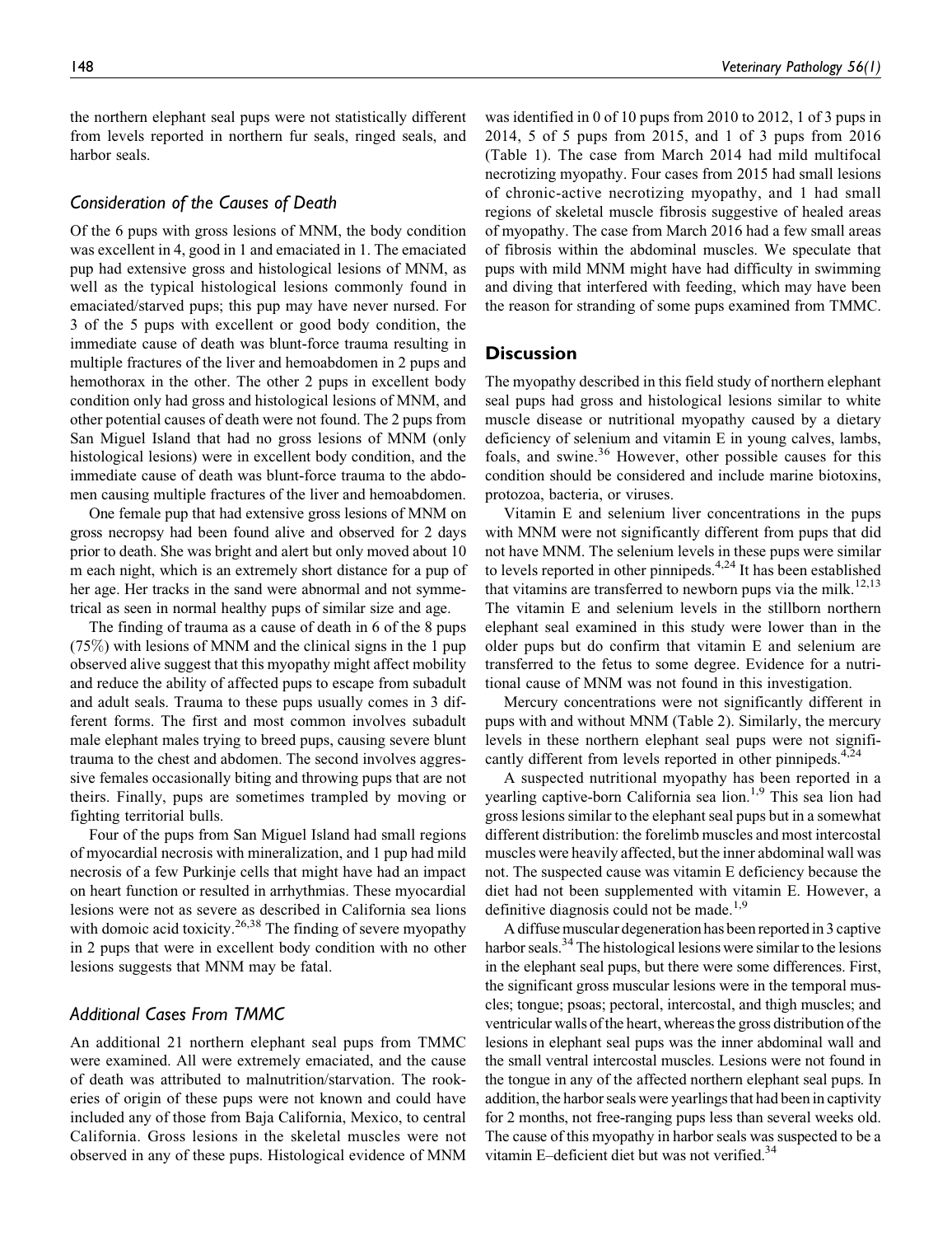the northern elephant seal pups were not statistically different from levels reported in northern fur seals, ringed seals, and harbor seals.

### Consideration of the Causes of Death

Of the 6 pups with gross lesions of MNM, the body condition was excellent in 4, good in 1 and emaciated in 1. The emaciated pup had extensive gross and histological lesions of MNM, as well as the typical histological lesions commonly found in emaciated/starved pups; this pup may have never nursed. For 3 of the 5 pups with excellent or good body condition, the immediate cause of death was blunt-force trauma resulting in multiple fractures of the liver and hemoabdomen in 2 pups and hemothorax in the other. The other 2 pups in excellent body condition only had gross and histological lesions of MNM, and other potential causes of death were not found. The 2 pups from San Miguel Island that had no gross lesions of MNM (only histological lesions) were in excellent body condition, and the immediate cause of death was blunt-force trauma to the abdomen causing multiple fractures of the liver and hemoabdomen.

One female pup that had extensive gross lesions of MNM on gross necropsy had been found alive and observed for 2 days prior to death. She was bright and alert but only moved about 10 m each night, which is an extremely short distance for a pup of her age. Her tracks in the sand were abnormal and not symmetrical as seen in normal healthy pups of similar size and age.

The finding of trauma as a cause of death in 6 of the 8 pups (75%) with lesions of MNM and the clinical signs in the 1 pup observed alive suggest that this myopathy might affect mobility and reduce the ability of affected pups to escape from subadult and adult seals. Trauma to these pups usually comes in 3 different forms. The first and most common involves subadult male elephant males trying to breed pups, causing severe blunt trauma to the chest and abdomen. The second involves aggressive females occasionally biting and throwing pups that are not theirs. Finally, pups are sometimes trampled by moving or fighting territorial bulls.

Four of the pups from San Miguel Island had small regions of myocardial necrosis with mineralization, and 1 pup had mild necrosis of a few Purkinje cells that might have had an impact on heart function or resulted in arrhythmias. These myocardial lesions were not as severe as described in California sea lions with domoic acid toxicity.[26,38] The finding of severe myopathy in 2 pups that were in excellent body condition with no other lesions suggests that MNM may be fatal.

### Additional Cases From TMMC

An additional 21 northern elephant seal pups from TMMC were examined. All were extremely emaciated, and the cause of death was attributed to malnutrition/starvation. The rookeries of origin of these pups were not known and could have included any of those from Baja California, Mexico, to central California. Gross lesions in the skeletal muscles were not observed in any of these pups. Histological evidence of MNM was identified in 0 of 10 pups from 2010 to 2012, 1 of 3 pups in 2014, 5 of 5 pups from 2015, and 1 of 3 pups from 2016 (Table 1). The case from March 2014 had mild multifocal necrotizing myopathy. Four cases from 2015 had small lesions of chronic-active necrotizing myopathy, and 1 had small regions of skeletal muscle fibrosis suggestive of healed areas of myopathy. The case from March 2016 had a few small areas of fibrosis within the abdominal muscles. We speculate that pups with mild MNM might have had difficulty in swimming and diving that interfered with feeding, which may have been the reason for stranding of some pups examined from TMMC.

## Discussion

The myopathy described in this field study of northern elephant seal pups had gross and histological lesions similar to white muscle disease or nutritional myopathy caused by a dietary deficiency of selenium and vitamin E in young calves, lambs, foals, and swine.[36] However, other possible causes for this condition should be considered and include marine biotoxins, protozoa, bacteria, or viruses.

Vitamin E and selenium liver concentrations in the pups with MNM were not significantly different from pups that did not have MNM. The selenium levels in these pups were similar to levels reported in other pinnipeds.[4,24] It has been established that vitamins are transferred to newborn pups via the milk.[12,13] The vitamin E and selenium levels in the stillborn northern elephant seal examined in this study were lower than in the older pups but do confirm that vitamin E and selenium are transferred to the fetus to some degree. Evidence for a nutritional cause of MNM was not found in this investigation.

Mercury concentrations were not significantly different in pups with and without MNM (Table 2). Similarly, the mercury levels in these northern elephant seal pups were not significantly different from levels reported in other pinnipeds.[4,24]

A suspected nutritional myopathy has been reported in a yearling captive-born California sea lion.[1,9] This sea lion had gross lesions similar to the elephant seal pups but in a somewhat different distribution: the forelimb muscles and most intercostal muscles were heavily affected, but the inner abdominal wall was not. The suspected cause was vitamin E deficiency because the diet had not been supplemented with vitamin E. However, a definitive diagnosis could not be made.[1,9]

A diffuse muscular degeneration has been reported in 3 captive harbor seals.[34] The histological lesions were similar to the lesions in the elephant seal pups, but there were some differences. First, the significant gross muscular lesions were in the temporal muscles; tongue; psoas; pectoral, intercostal, and thigh muscles; and ventricular walls of the heart, whereas the gross distribution of the lesions in elephant seal pups was the inner abdominal wall and the small ventral intercostal muscles. Lesions were not found in the tongue in any of the affected northern elephant seal pups. In addition, the harbor seals were yearlings that had been in captivity for 2 months, not free-ranging pups less than several weeks old. The cause of this myopathy in harbor seals was suspected to be a vitamin E–deficient diet but was not verified.[34]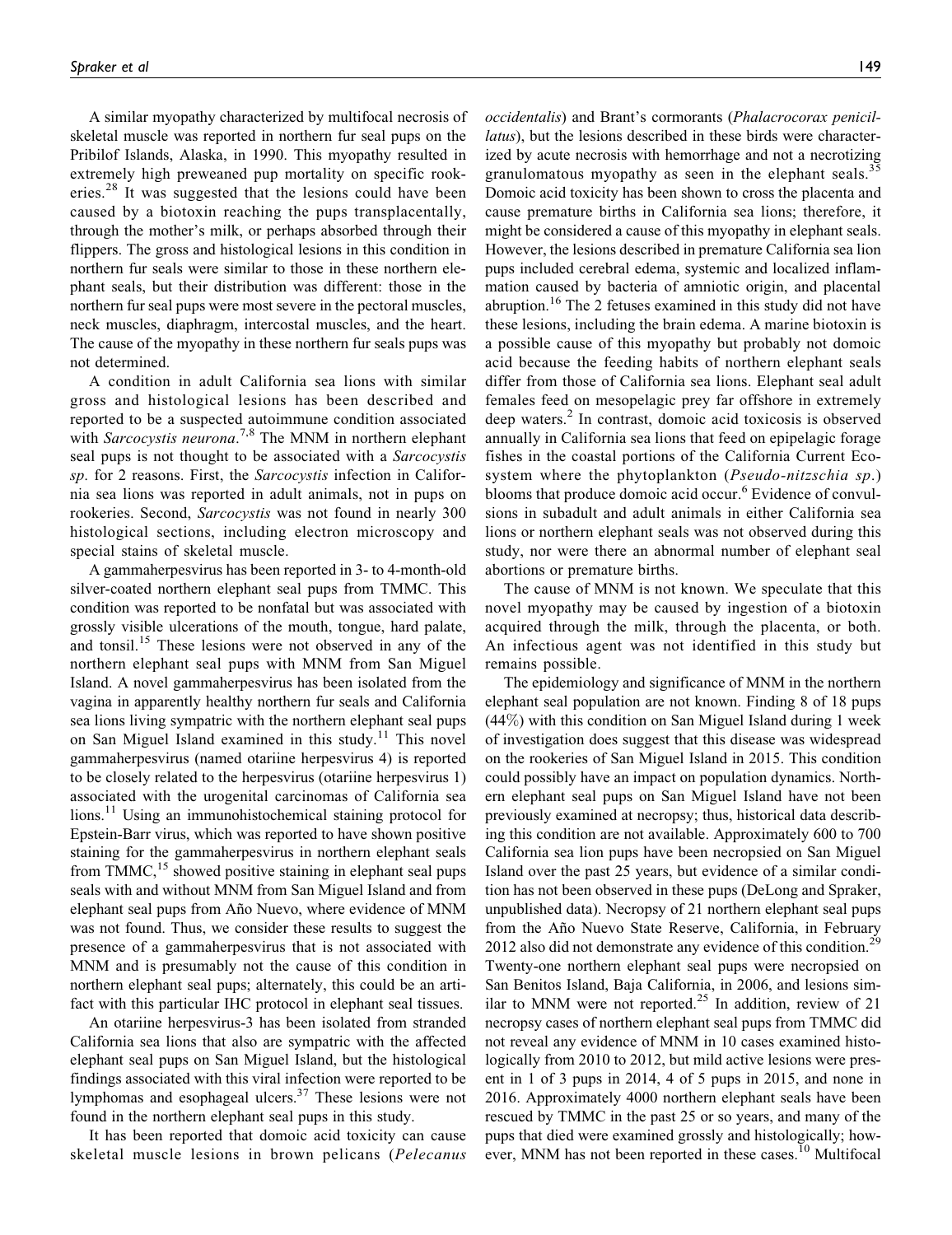A similar myopathy characterized by multifocal necrosis of skeletal muscle was reported in northern fur seal pups on the Pribilof Islands, Alaska, in 1990. This myopathy resulted in extremely high preweaned pup mortality on specific rookeries.[28] It was suggested that the lesions could have been caused by a biotoxin reaching the pups transplacentally, through the mother's milk, or perhaps absorbed through their flippers. The gross and histological lesions in this condition in northern fur seals were similar to those in these northern elephant seals, but their distribution was different: those in the northern fur seal pups were most severe in the pectoral muscles, neck muscles, diaphragm, intercostal muscles, and the heart. The cause of the myopathy in these northern fur seals pups was not determined.

A condition in adult California sea lions with similar gross and histological lesions has been described and reported to be a suspected autoimmune condition associated with *Sarcocystis neurona*.[7,8] The MNM in northern elephant seal pups is not thought to be associated with a *Sarcocystis sp.* for 2 reasons. First, the *Sarcocystis* infection in California sea lions was reported in adult animals, not in pups on rookeries. Second, *Sarcocystis* was not found in nearly 300 histological sections, including electron microscopy and special stains of skeletal muscle.

A gammaherpesvirus has been reported in 3- to 4-month-old silver-coated northern elephant seal pups from TMMC. This condition was reported to be nonfatal but was associated with grossly visible ulcerations of the mouth, tongue, hard palate, and tonsil.[15] These lesions were not observed in any of the northern elephant seal pups with MNM from San Miguel Island. A novel gammaherpesvirus has been isolated from the vagina in apparently healthy northern fur seals and California sea lions living sympatric with the northern elephant seal pups on San Miguel Island examined in this study.[11] This novel gammaherpesvirus (named otariine herpesvirus 4) is reported to be closely related to the herpesvirus (otariine herpesvirus 1) associated with the urogenital carcinomas of California sea lions.[11] Using an immunohistochemical staining protocol for Epstein-Barr virus, which was reported to have shown positive staining for the gammaherpesvirus in northern elephant seals from TMMC,[15] showed positive staining in elephant seal pups seals with and without MNM from San Miguel Island and from elephant seal pups from Año Nuevo, where evidence of MNM was not found. Thus, we consider these results to suggest the presence of a gammaherpesvirus that is not associated with MNM and is presumably not the cause of this condition in northern elephant seal pups; alternately, this could be an artifact with this particular IHC protocol in elephant seal tissues.

An otariine herpesvirus-3 has been isolated from stranded California sea lions that also are sympatric with the affected elephant seal pups on San Miguel Island, but the histological findings associated with this viral infection were reported to be lymphomas and esophageal ulcers.[37] These lesions were not found in the northern elephant seal pups in this study.

It has been reported that domoic acid toxicity can cause skeletal muscle lesions in brown pelicans (*Pelecanus occidentalis*) and Brant's cormorants (*Phalacrocorax penicillatus*), but the lesions described in these birds were characterized by acute necrosis with hemorrhage and not a necrotizing granulomatous myopathy as seen in the elephant seals.[35] Domoic acid toxicity has been shown to cross the placenta and cause premature births in California sea lions; therefore, it might be considered a cause of this myopathy in elephant seals. However, the lesions described in premature California sea lion pups included cerebral edema, systemic and localized inflammation caused by bacteria of amniotic origin, and placental abruption.[16] The 2 fetuses examined in this study did not have these lesions, including the brain edema. A marine biotoxin is a possible cause of this myopathy but probably not domoic acid because the feeding habits of northern elephant seals differ from those of California sea lions. Elephant seal adult females feed on mesopelagic prey far offshore in extremely deep waters.[2] In contrast, domoic acid toxicosis is observed annually in California sea lions that feed on epipelagic forage fishes in the coastal portions of the California Current Ecosystem where the phytoplankton (*Pseudo-nitzschia sp.*) blooms that produce domoic acid occur.[6] Evidence of convulsions in subadult and adult animals in either California sea lions or northern elephant seals was not observed during this study, nor were there an abnormal number of elephant seal abortions or premature births.

The cause of MNM is not known. We speculate that this novel myopathy may be caused by ingestion of a biotoxin acquired through the milk, through the placenta, or both. An infectious agent was not identified in this study but remains possible.

The epidemiology and significance of MNM in the northern elephant seal population are not known. Finding 8 of 18 pups (44%) with this condition on San Miguel Island during 1 week of investigation does suggest that this disease was widespread on the rookeries of San Miguel Island in 2015. This condition could possibly have an impact on population dynamics. Northern elephant seal pups on San Miguel Island have not been previously examined at necropsy; thus, historical data describing this condition are not available. Approximately 600 to 700 California sea lion pups have been necropsied on San Miguel Island over the past 25 years, but evidence of a similar condition has not been observed in these pups (DeLong and Spraker, unpublished data). Necropsy of 21 northern elephant seal pups from the Año Nuevo State Reserve, California, in February 2012 also did not demonstrate any evidence of this condition.[29] Twenty-one northern elephant seal pups were necropsied on San Benitos Island, Baja California, in 2006, and lesions similar to MNM were not reported.[25] In addition, review of 21 necropsy cases of northern elephant seal pups from TMMC did not reveal any evidence of MNM in 10 cases examined histologically from 2010 to 2012, but mild active lesions were present in 1 of 3 pups in 2014, 4 of 5 pups in 2015, and none in 2016. Approximately 4000 northern elephant seals have been rescued by TMMC in the past 25 or so years, and many of the pups that died were examined grossly and histologically; however, MNM has not been reported in these cases.[10] Multifocal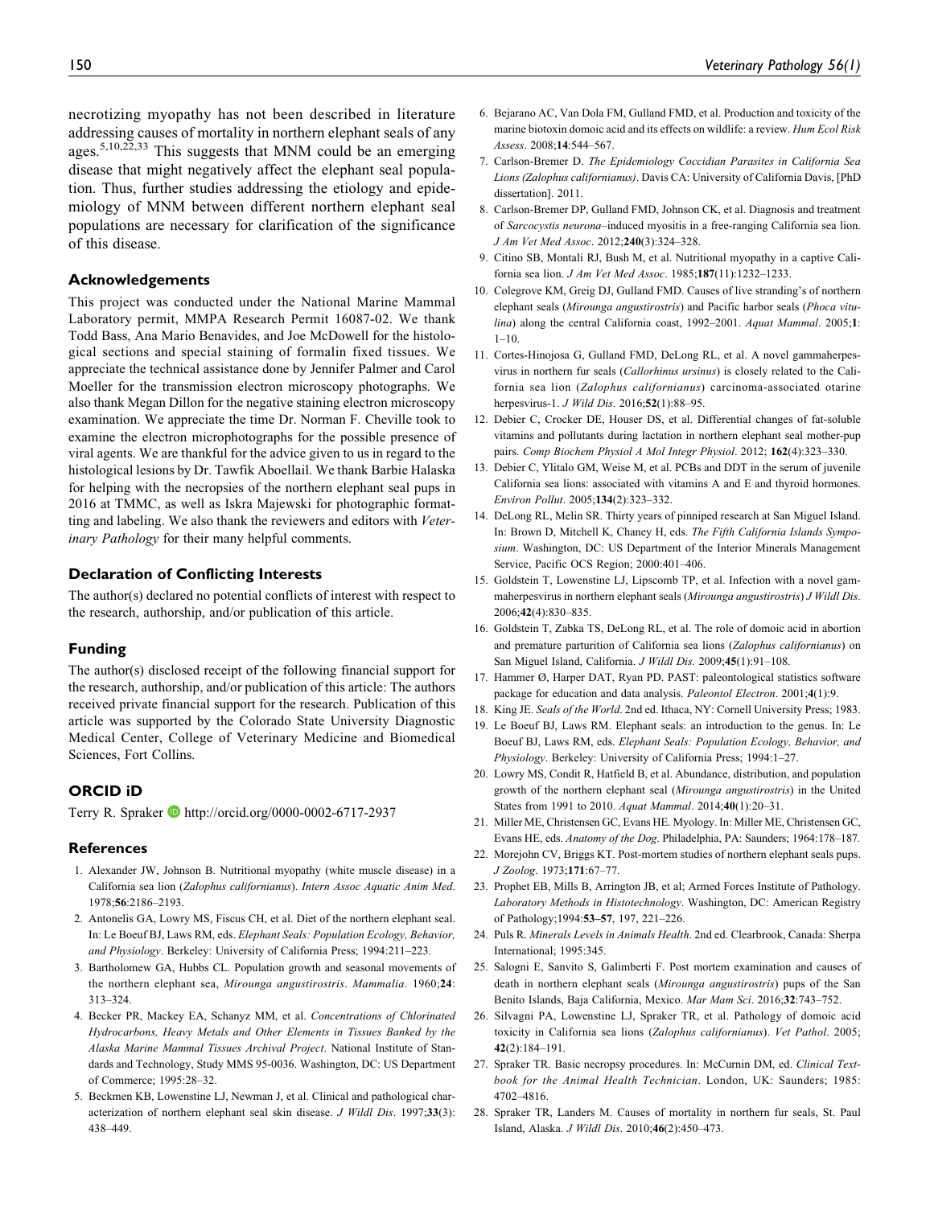necrotizing myopathy has not been described in literature addressing causes of mortality in northern elephant seals of any ages.[5,10,22,33] This suggests that MNM could be an emerging disease that might negatively affect the elephant seal population. Thus, further studies addressing the etiology and epidemiology of MNM between different northern elephant seal populations are necessary for clarification of the significance of this disease.

## Acknowledgements

This project was conducted under the National Marine Mammal Laboratory permit, MMPA Research Permit 16087-02. We thank Todd Bass, Ana Mario Benavides, and Joe McDowell for the histological sections and special staining of formalin fixed tissues. We appreciate the technical assistance done by Jennifer Palmer and Carol Moeller for the transmission electron microscopy photographs. We also thank Megan Dillon for the negative staining electron microscopy examination. We appreciate the time Dr. Norman F. Cheville took to examine the electron microphotographs for the possible presence of viral agents. We are thankful for the advice given to us in regard to the histological lesions by Dr. Tawfik Aboellail. We thank Barbie Halaska for helping with the necropsies of the northern elephant seal pups in 2016 at TMMC, as well as Iskra Majewski for photographic formatting and labeling. We also thank the reviewers and editors with *Veterinary Pathology* for their many helpful comments.

## Declaration of Conflicting Interests

The author(s) declared no potential conflicts of interest with respect to the research, authorship, and/or publication of this article.

## Funding

The author(s) disclosed receipt of the following financial support for the research, authorship, and/or publication of this article: The authors received private financial support for the research. Publication of this article was supported by the Colorado State University Diagnostic Medical Center, College of Veterinary Medicine and Biomedical Sciences, Fort Collins.

## ORCID iD

Terry R. Spraker http://orcid.org/0000-0002-6717-2937

## References

1. Alexander JW, Johnson B. Nutritional myopathy (white muscle disease) in a California sea lion (*Zalophus californianus*). *Intern Assoc Aquatic Anim Med*. 1978;**56**:2186–2193.
2. Antonelis GA, Lowry MS, Fiscus CH, et al. Diet of the northern elephant seal. In: Le Boeuf BJ, Laws RM, eds. *Elephant Seals: Population Ecology, Behavior, and Physiology*. Berkeley: University of California Press; 1994:211–223.
3. Bartholomew GA, Hubbs CL. Population growth and seasonal movements of the northern elephant sea, *Mirounga angustirostris*. *Mammalia*. 1960;**24**: 313–324.
4. Becker PR, Mackey EA, Schanyz MM, et al. *Concentrations of Chlorinated Hydrocarbons, Heavy Metals and Other Elements in Tissues Banked by the Alaska Marine Mammal Tissues Archival Project*. National Institute of Standards and Technology, Study MMS 95-0036. Washington, DC: US Department of Commerce; 1995:28–32.
5. Beckmen KB, Lowenstine LJ, Newman J, et al. Clinical and pathological characterization of northern elephant seal skin disease. *J Wildl Dis*. 1997;**33**(3): 438–449.
6. Bejarano AC, Van Dola FM, Gulland FMD, et al. Production and toxicity of the marine biotoxin domoic acid and its effects on wildlife: a review. *Hum Ecol Risk Assess*. 2008;**14**:544–567.
7. Carlson-Bremer D. *The Epidemiology Coccidian Parasites in California Sea Lions (Zalophus californianus)*. Davis CA: University of California Davis, [PhD dissertation]. 2011.
8. Carlson-Bremer DP, Gulland FMD, Johnson CK, et al. Diagnosis and treatment of *Sarcocystis neurona*–induced myositis in a free-ranging California sea lion. *J Am Vet Med Assoc*. 2012;**240**(3):324–328.
9. Citino SB, Montali RJ, Bush M, et al. Nutritional myopathy in a captive California sea lion. *J Am Vet Med Assoc*. 1985;**187**(11):1232–1233.
10. Colegrove KM, Greig DJ, Gulland FMD. Causes of live stranding's of northern elephant seals (*Mirounga angustirostris*) and Pacific harbor seals (*Phoca vitulina*) along the central California coast, 1992–2001. *Aquat Mammal*. 2005;**1**: 1–10.
11. Cortes-Hinojosa G, Gulland FMD, DeLong RL, et al. A novel gammaherpesvirus in northern fur seals (*Callorhinus ursinus*) is closely related to the California sea lion (*Zalophus californianus*) carcinoma-associated otarine herpesvirus-1. *J Wild Dis*. 2016;**52**(1):88–95.
12. Debier C, Crocker DE, Houser DS, et al. Differential changes of fat-soluble vitamins and pollutants during lactation in northern elephant seal mother-pup pairs. *Comp Biochem Physiol A Mol Integr Physiol*. 2012; **162**(4):323–330.
13. Debier C, Ylitalo GM, Weise M, et al. PCBs and DDT in the serum of juvenile California sea lions: associated with vitamins A and E and thyroid hormones. *Environ Pollut*. 2005;**134**(2):323–332.
14. DeLong RL, Melin SR. Thirty years of pinniped research at San Miguel Island. In: Brown D, Mitchell K, Chaney H, eds. *The Fifth California Islands Symposium*. Washington, DC: US Department of the Interior Minerals Management Service, Pacific OCS Region; 2000:401–406.
15. Goldstein T, Lowenstine LJ, Lipscomb TP, et al. Infection with a novel gammaherpesvirus in northern elephant seals (*Mirounga angustirostris*) *J Wildl Dis*. 2006;**42**(4):830–835.
16. Goldstein T, Zabka TS, DeLong RL, et al. The role of domoic acid in abortion and premature parturition of California sea lions (*Zalophus californianus*) on San Miguel Island, California. *J Wildl Dis.* 2009;**45**(1):91–108.
17. Hammer Ø, Harper DAT, Ryan PD. PAST: paleontological statistics software package for education and data analysis. *Paleontol Electron*. 2001;**4**(1):9.
18. King JE. *Seals of the World*. 2nd ed. Ithaca, NY: Cornell University Press; 1983.
19. Le Boeuf BJ, Laws RM. Elephant seals: an introduction to the genus. In: Le Boeuf BJ, Laws RM, eds. *Elephant Seals: Population Ecology, Behavior, and Physiology*. Berkeley: University of California Press; 1994:1–27.
20. Lowry MS, Condit R, Hatfield B, et al. Abundance, distribution, and population growth of the northern elephant seal (*Mirounga angustirostris*) in the United States from 1991 to 2010. *Aquat Mammal*. 2014;**40**(1):20–31.
21. Miller ME, Christensen GC, Evans HE. Myology. In: Miller ME, Christensen GC, Evans HE, eds. *Anatomy of the Dog*. Philadelphia, PA: Saunders; 1964:178–187.
22. Morejohn CV, Briggs KT. Post-mortem studies of northern elephant seals pups. *J Zoolog*. 1973;**171**:67–77.
23. Prophet EB, Mills B, Arrington JB, et al; Armed Forces Institute of Pathology. *Laboratory Methods in Histotechnology*. Washington, DC: American Registry of Pathology;1994:**53–57**, 197, 221–226.
24. Puls R. *Minerals Levels in Animals Health*. 2nd ed. Clearbrook, Canada: Sherpa International; 1995:345.
25. Salogni E, Sanvito S, Galimberti F. Post mortem examination and causes of death in northern elephant seals (*Mirounga angustirostris*) pups of the San Benito Islands, Baja California, Mexico. *Mar Mam Sci*. 2016;**32**:743–752.
26. Silvagni PA, Lowenstine LJ, Spraker TR, et al. Pathology of domoic acid toxicity in California sea lions (*Zalophus californianus*). *Vet Pathol*. 2005; **42**(2):184–191.
27. Spraker TR. Basic necropsy procedures. In: McCurnin DM, ed. *Clinical Textbook for the Animal Health Technician*. London, UK: Saunders; 1985: 4702–4816.
28. Spraker TR, Landers M. Causes of mortality in northern fur seals, St. Paul Island, Alaska. *J Wildl Dis*. 2010;**46**(2):450–473.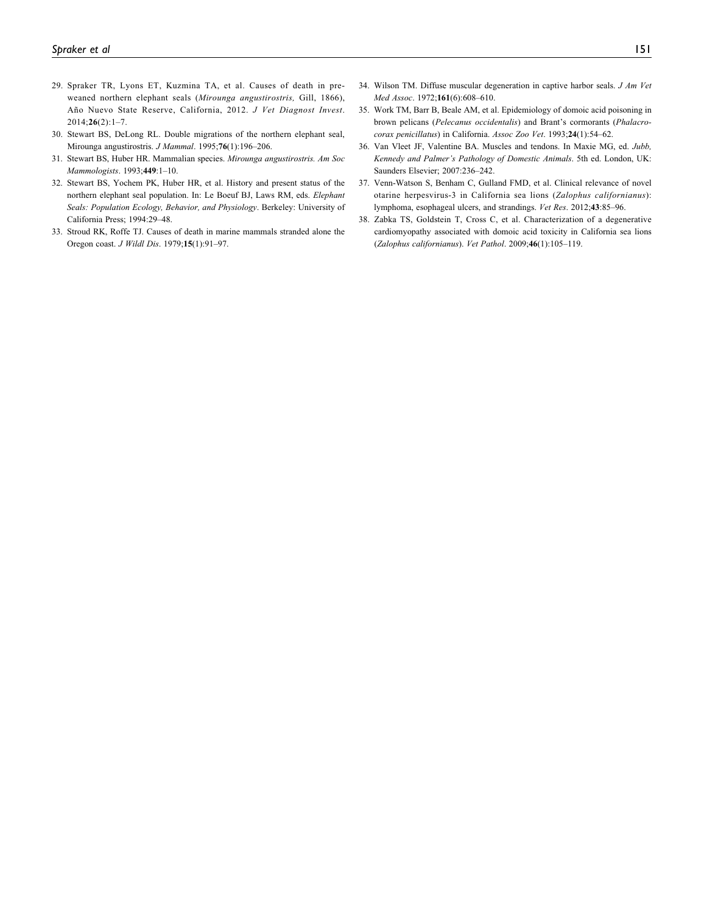29. Spraker TR, Lyons ET, Kuzmina TA, et al. Causes of death in preweaned northern elephant seals (*Mirounga angustirostris,* Gill, 1866), Año Nuevo State Reserve, California, 2012. *J Vet Diagnost Invest*. 2014;**26**(2):1–7.
30. Stewart BS, DeLong RL. Double migrations of the northern elephant seal, Mirounga angustirostris. *J Mammal*. 1995;**76**(1):196–206.
31. Stewart BS, Huber HR. Mammalian species. *Mirounga angustirostris. Am Soc Mammologists*. 1993;**449**:1–10.
32. Stewart BS, Yochem PK, Huber HR, et al. History and present status of the northern elephant seal population. In: Le Boeuf BJ, Laws RM, eds. *Elephant Seals: Population Ecology, Behavior, and Physiology*. Berkeley: University of California Press; 1994:29–48.
33. Stroud RK, Roffe TJ. Causes of death in marine mammals stranded alone the Oregon coast. *J Wildl Dis*. 1979;**15**(1):91–97.
34. Wilson TM. Diffuse muscular degeneration in captive harbor seals. *J Am Vet Med Assoc*. 1972;**161**(6):608–610.
35. Work TM, Barr B, Beale AM, et al. Epidemiology of domoic acid poisoning in brown pelicans (*Pelecanus occidentalis*) and Brant's cormorants (*Phalacrocorax penicillatus*) in California. *Assoc Zoo Vet*. 1993;**24**(1):54–62.
36. Van Vleet JF, Valentine BA. Muscles and tendons. In Maxie MG, ed. *Jubb, Kennedy and Palmer's Pathology of Domestic Animals*. 5th ed. London, UK: Saunders Elsevier; 2007:236–242.
37. Venn-Watson S, Benham C, Gulland FMD, et al. Clinical relevance of novel otarine herpesvirus-3 in California sea lions (*Zalophus californianus*): lymphoma, esophageal ulcers, and strandings. *Vet Res*. 2012;**43**:85–96.
38. Zabka TS, Goldstein T, Cross C, et al. Characterization of a degenerative cardiomyopathy associated with domoic acid toxicity in California sea lions (*Zalophus californianus*). *Vet Pathol*. 2009;**46**(1):105–119.